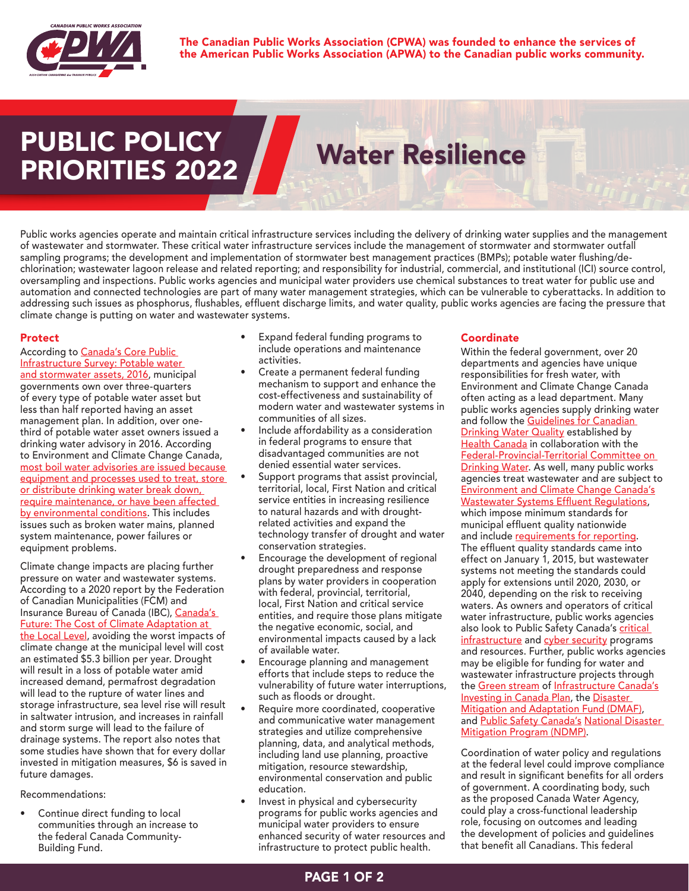The Canadian Public Works Association (CPWA) was founded to enhance the services of the American Public Works Association (APWA) to the Canadian public works community.

# PUBLIC POLICY PRIORITIES 2022

# Water Resilience

Public works agencies operate and maintain critical infrastructure services including the delivery of drinking water supplies and the management of wastewater and stormwater. These critical water infrastructure services include the management of stormwater and stormwater outfall sampling programs; the development and implementation of stormwater best management practices (BMPs); potable water flushing/de-chlorination; wastewater lagoon release and related reporting; and responsibility for industrial, commercial, and institutional (ICI) source control, oversampling and inspections. Public works agencies and municipal water providers use chemical substances to treat water for public use and automation and connected technologies are part of many water management strategies, which can be vulnerable to cyberattacks. In addition to addressing such issues as phosphorus, flushables, effluent discharge limits, and water quality, public works agencies are facing the pressure that climate change is putting on water and wastewater systems.

## Protect

According to Canada's Core Public Infrastructure Survey: Potable water and stormwater assets, 2016, municipal governments own over three-quarters of every type of potable water asset but less than half reported having an asset management plan. In addition, over one-third of potable water asset owners issued a drinking water advisory in 2016. According to Environment and Climate Change Canada, most boil water advisories are issued because equipment and processes used to treat, store or distribute drinking water break down, require maintenance, or have been affected by environmental conditions. This includes issues such as broken water mains, planned system maintenance, power failures or equipment problems.

Climate change impacts are placing further pressure on water and wastewater systems. According to a 2020 report by the Federation of Canadian Municipalities (FCM) and Insurance Bureau of Canada (IBC), Canada's Future: The Cost of Climate Adaptation at the Local Level, avoiding the worst impacts of climate change at the municipal level will cost an estimated $5.3 billion per year. Drought will result in a loss of potable water amid increased demand, permafrost degradation will lead to the rupture of water lines and storage infrastructure, sea level rise will result in saltwater intrusion, and increases in rainfall and storm surge will lead to the failure of drainage systems. The report also notes that some studies have shown that for every dollar invested in mitigation measures, $6 is saved in future damages.

Recommendations:

- Continue direct funding to local communities through an increase to the federal Canada Community-Building Fund.
- Expand federal funding programs to include operations and maintenance activities.
- Create a permanent federal funding mechanism to support and enhance the cost-effectiveness and sustainability of modern water and wastewater systems in communities of all sizes.
- Include affordability as a consideration in federal programs to ensure that disadvantaged communities are not denied essential water services.
- Support programs that assist provincial, territorial, local, First Nation and critical service entities in increasing resilience to natural hazards and with drought-related activities and expand the technology transfer of drought and water conservation strategies.
- Encourage the development of regional drought preparedness and response plans by water providers in cooperation with federal, provincial, territorial, local, First Nation and critical service entities, and require those plans mitigate the negative economic, social, and environmental impacts caused by a lack of available water.
- Encourage planning and management efforts that include steps to reduce the vulnerability of future water interruptions, such as floods or drought.
- Require more coordinated, cooperative and communicative water management strategies and utilize comprehensive planning, data, and analytical methods, including land use planning, proactive mitigation, resource stewardship, environmental conservation and public education.
- Invest in physical and cybersecurity programs for public works agencies and municipal water providers to ensure enhanced security of water resources and infrastructure to protect public health.

## Coordinate

Within the federal government, over 20 departments and agencies have unique responsibilities for fresh water, with Environment and Climate Change Canada often acting as a lead department. Many public works agencies supply drinking water and follow the Guidelines for Canadian Drinking Water Quality established by Health Canada in collaboration with the Federal-Provincial-Territorial Committee on Drinking Water. As well, many public works agencies treat wastewater and are subject to Environment and Climate Change Canada's Wastewater Systems Effluent Regulations, which impose minimum standards for municipal effluent quality nationwide and include requirements for reporting. The effluent quality standards came into effect on January 1, 2015, but wastewater systems not meeting the standards could apply for extensions until 2020, 2030, or 2040, depending on the risk to receiving waters. As owners and operators of critical water infrastructure, public works agencies also look to Public Safety Canada's critical infrastructure and cyber security programs and resources. Further, public works agencies may be eligible for funding for water and wastewater infrastructure projects through the Green stream of Infrastructure Canada's Investing in Canada Plan, the Disaster Mitigation and Adaptation Fund (DMAF), and Public Safety Canada's National Disaster Mitigation Program (NDMP).

Coordination of water policy and regulations at the federal level could improve compliance and result in significant benefits for all orders of government. A coordinating body, such as the proposed Canada Water Agency, could play a cross-functional leadership role, focusing on outcomes and leading the development of policies and guidelines that benefit all Canadians. This federal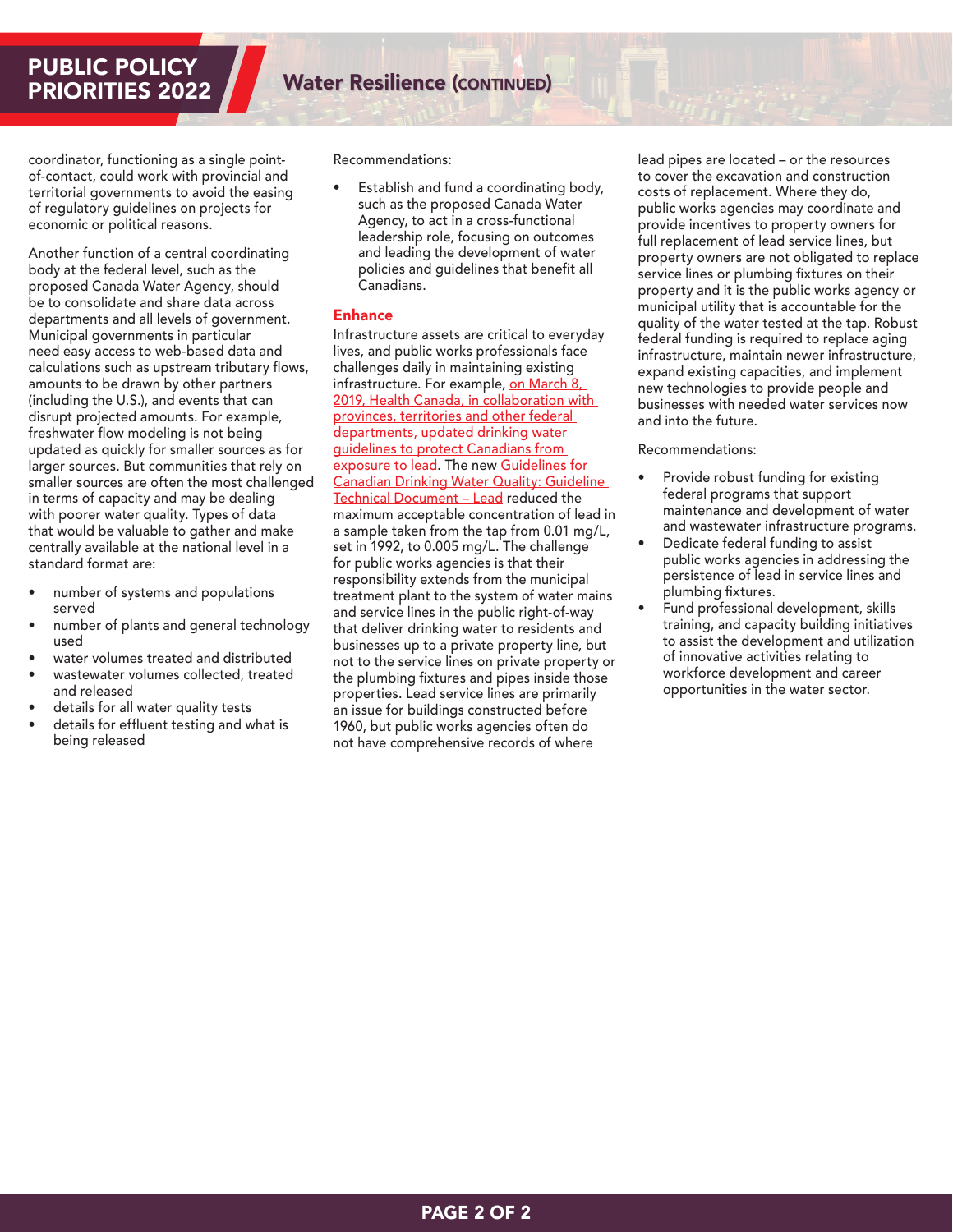coordinator, functioning as a single point-of-contact, could work with provincial and territorial governments to avoid the easing of regulatory guidelines on projects for economic or political reasons.

Another function of a central coordinating body at the federal level, such as the proposed Canada Water Agency, should be to consolidate and share data across departments and all levels of government. Municipal governments in particular need easy access to web-based data and calculations such as upstream tributary flows, amounts to be drawn by other partners (including the U.S.), and events that can disrupt projected amounts. For example, freshwater flow modeling is not being updated as quickly for smaller sources as for larger sources. But communities that rely on smaller sources are often the most challenged in terms of capacity and may be dealing with poorer water quality. Types of data that would be valuable to gather and make centrally available at the national level in a standard format are:

- number of systems and populations served
- number of plants and general technology used
- water volumes treated and distributed
- wastewater volumes collected, treated and released
- details for all water quality tests
- details for effluent testing and what is being released

Recommendations:

- Establish and fund a coordinating body, such as the proposed Canada Water Agency, to act in a cross-functional leadership role, focusing on outcomes and leading the development of water policies and guidelines that benefit all Canadians.

## Enhance

Infrastructure assets are critical to everyday lives, and public works professionals face challenges daily in maintaining existing infrastructure. For example, on March 8, 2019, Health Canada, in collaboration with provinces, territories and other federal departments, updated drinking water guidelines to protect Canadians from exposure to lead. The new Guidelines for Canadian Drinking Water Quality: Guideline Technical Document – Lead reduced the maximum acceptable concentration of lead in a sample taken from the tap from 0.01 mg/L, set in 1992, to 0.005 mg/L. The challenge for public works agencies is that their responsibility extends from the municipal treatment plant to the system of water mains and service lines in the public right-of-way that deliver drinking water to residents and businesses up to a private property line, but not to the service lines on private property or the plumbing fixtures and pipes inside those properties. Lead service lines are primarily an issue for buildings constructed before 1960, but public works agencies often do not have comprehensive records of where lead pipes are located – or the resources to cover the excavation and construction costs of replacement. Where they do, public works agencies may coordinate and provide incentives to property owners for full replacement of lead service lines, but property owners are not obligated to replace service lines or plumbing fixtures on their property and it is the public works agency or municipal utility that is accountable for the quality of the water tested at the tap. Robust federal funding is required to replace aging infrastructure, maintain newer infrastructure, expand existing capacities, and implement new technologies to provide people and businesses with needed water services now and into the future.

Recommendations:

- Provide robust funding for existing federal programs that support maintenance and development of water and wastewater infrastructure programs.
- Dedicate federal funding to assist public works agencies in addressing the persistence of lead in service lines and plumbing fixtures.
- Fund professional development, skills training, and capacity building initiatives to assist the development and utilization of innovative activities relating to workforce development and career opportunities in the water sector.